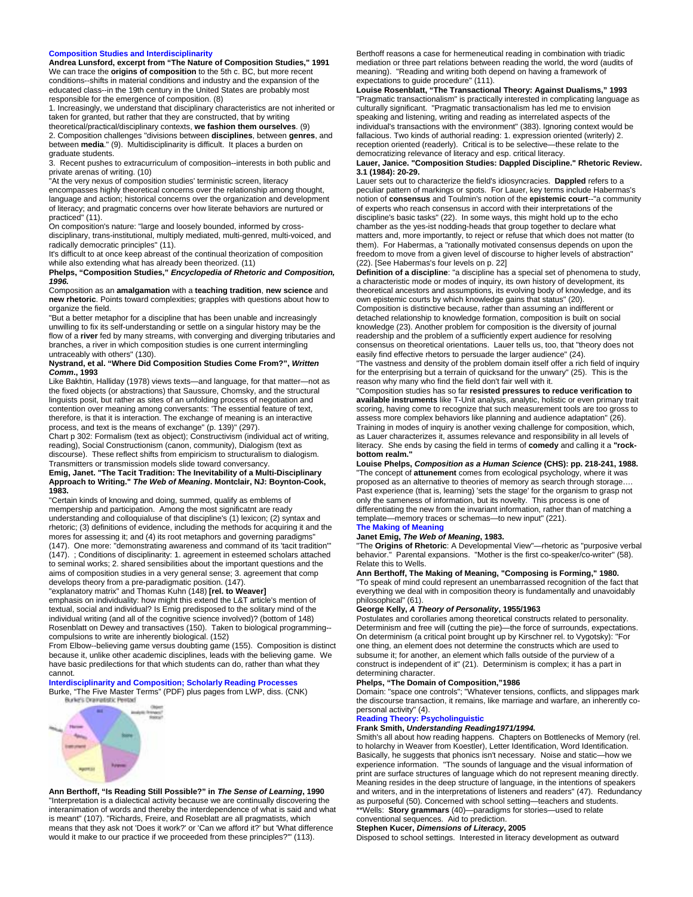## Composition Studies and Interdisciplinarity

**Andrea Lunsford, excerpt from "The Nature of Composition Studies," 1991**

We can trace the **origins of composition** to the 5th c. BC, but more recent conditions--shifts in material conditions and industry and the expansion of the educated class--in the 19th century in the United States are probably most responsible for the emergence of composition. (8)

1. Increasingly, we understand that disciplinary characteristics are not inherited or taken for granted, but rather that they are constructed, that by writing theoretical/practical/disciplinary contexts, **we fashion them ourselves**. (9)
2. Composition challenges "divisions between **disciplines**, between **genres**, and between **media**." (9). Multidisciplinarity is difficult. It places a burden on graduate students.
3. Recent pushes to extracurriculum of composition--interests in both public and private arenas of writing. (10)

"At the very nexus of composition studies' terministic screen, literacy encompasses highly theoretical concerns over the relationship among thought, language and action; historical concerns over the organization and development of literacy; and pragmatic concerns over how literate behaviors are nurtured or practiced" (11).

On composition's nature: "large and loosely bounded, informed by cross-disciplinary, trans-institutional, multiply mediated, multi-genred, multi-voiced, and radically democratic principles" (11).

It's difficult to at once keep abreast of the continual theorization of composition while also extending what has already been theorized. (11)

**Phelps, "Composition Studies,"** ***Encyclopedia of Rhetoric and Composition, 1996.***

Composition as an **amalgamation** with a **teaching tradition**, **new science** and **new rhetoric**. Points toward complexities; grapples with questions about how to organize the field.

"But a better metaphor for a discipline that has been unable and increasingly unwilling to fix its self-understanding or settle on a singular history may be the flow of a **river** fed by many streams, with converging and diverging tributaries and branches, a river in which composition studies is one current intermingling untraceably with others" (130).

**Nystrand, et al. "Where Did Composition Studies Come From?",** ***Written Comm*****., 1993**

Like Bakhtin, Halliday (1978) views texts—and language, for that matter—not as the fixed objects (or abstractions) that Saussure, Chomsky, and the structural linguists posit, but rather as sites of an unfolding process of negotiation and contention over meaning among conversants: 'The essential feature of text, therefore, is that it is interaction. The exchange of meaning is an interactive process, and text is the means of exchange" (p. 139)" (297).

Chart p 302: Formalism (text as object); Constructivism (individual act of writing, reading), Social Constructionism (canon, community), Dialogism (text as discourse). These reflect shifts from empiricism to structuralism to dialogism. Transmitters or transmission models slide toward conversancy.

**Emig, Janet. "The Tacit Tradition: The Inevitability of a Multi-Disciplinary Approach to Writing."** ***The Web of Meaning*****. Montclair, NJ: Boynton-Cook, 1983.**

"Certain kinds of knowing and doing, summed, qualify as emblems of mempership and participation. Among the most significatnt are ready understanding and colloquialuse of that discipline's (1) lexicon; (2) syntax and rhetoric; (3) definitions of evidence, including the methods for acquiring it and the mores for assessing it; and (4) its root metaphors and governing paradigms" (147). One more: "demonstrating awareness and command of its 'tacit tradition'" (147). ; Conditions of disciplinarity: 1. agreement in esteemed scholars attached to seminal works; 2. shared sensibilities about the important questions and the aims of composition studies in a very general sense; 3. agreement that comp develops theory from a pre-paradigmatic position. (147).

"explanatory matrix" and Thomas Kuhn (148) **[rel. to Weaver]**

emphasis on individuality: how might this extend the L&T article's mention of textual, social and individual? Is Emig predisposed to the solitary mind of the individual writing (and all of the cognitive science involved)? (bottom of 148) Rosenblatt on Dewey and transactives (150). Taken to biological programming--compulsions to write are inherently biological. (152)

From Elbow--believing game versus doubting game (155). Composition is distinct because it, unlike other academic disciplines, leads with the believing game. We have basic predilections for that which students can do, rather than what they cannot.

## Interdisciplinarity and Composition; Scholarly Reading Processes

Burke, "The Five Master Terms" (PDF) plus pages from LWP, diss. (CNK)

Burke's Dramatistic Pentad

**Ann Berthoff, "Is Reading Still Possible?" in** ***The Sense of Learning*****, 1990**

"Interpretation is a dialectical activity because we are continually discovering the interanimation of words and thereby the interdependence of what is said and what is meant" (107). "Richards, Freire, and Roseblatt are all pragmatists, which means that they ask not 'Does it work?' or 'Can we afford it?' but 'What difference would it make to our practice if we proceeded from these principles?'" (113).

Berthoff reasons a case for hermeneutical reading in combination with triadic mediation or three part relations between reading the world, the word (audits of meaning). "Reading and writing both depend on having a framework of expectations to guide procedure" (111).

**Louise Rosenblatt, "The Transactional Theory: Against Dualisms," 1993**

"Pragmatic transactionalism" is practically interested in complicating language as culturally significant. "Pragmatic transactionalism has led me to envision speaking and listening, writing and reading as interrelated aspects of the individual's transactions with the environment" (383). Ignoring context would be fallacious. Two kinds of authorial reading: 1. expression oriented (writerly) 2. reception oriented (readerly). Critical is to be selective—these relate to the democratizing relevance of literacy and esp. critical literacy.

**Lauer, Janice. "Composition Studies: Dappled Discipline." Rhetoric Review. 3.1 (1984): 20-29.**

Lauer sets out to characterize the field's idiosyncracies. **Dappled** refers to a peculiar pattern of markings or spots. For Lauer, key terms include Habermas's notion of **consensus** and Toulmin's notion of the **epistemic court**--"a community of experts who reach consensus in accord with their interpretations of the discipline's basic tasks" (22). In some ways, this might hold up to the echo chamber as the yes-ist nodding-heads that group together to declare what matters and, more importantly, to reject or refuse that which does not matter (to them). For Habermas, a "rationally motivated consensus depends on upon the freedom to move from a given level of discourse to higher levels of abstraction" (22). [See Habermas's four levels on p. 22]

**Definition of a discipline**: "a discipline has a special set of phenomena to study, a characteristic mode or modes of inquiry, its own history of development, its theoretical ancestors and assumptions, its evolving body of knowledge, and its own epistemic courts by which knowledge gains that status" (20).

Composition is distinctive because, rather than assuming an indifferent or detached relationship to knowledge formation, composition is built on social knowledge (23). Another problem for composition is the diversity of journal readership and the problem of a sufficiently expert audience for resolving consensus on theoretical orientations. Lauer tells us, too, that "theory does not easily find effective rhetors to persuade the larger audience" (24).

"The vastness and density of the problem domain itself offer a rich field of inquiry for the enterprising but a terrain of quicksand for the unwary" (25). This is the reason why many who find the field don't fair well with it.

"Composition studies has so far **resisted pressures to reduce verification to available instruments** like T-Unit analysis, analytic, holistic or even primary trait scoring, having come to recognize that such measurement tools are too gross to assess more complex behaviors like planning and audience adaptation" (26). Training in modes of inquiry is another vexing challenge for composition, which, as Lauer characterizes it, assumes relevance and responsibility in all levels of literacy. She ends by casing the field in terms of **comedy** and calling it a **"rock-bottom realm."**

**Louise Phelps,** ***Composition as a Human Science*** **(CHS): pp. 218-241, 1988.**

"The concept of **attunement** comes from ecological psychology, where it was proposed as an alternative to theories of memory as search through storage…. Past experience (that is, learning) 'sets the stage' for the organism to grasp not only the sameness of information, but its novelty. This process is one of differentiating the new from the invariant information, rather than of matching a template—memory traces or schemas—to new input" (221).

## The Making of Meaning

**Janet Emig,** ***The Web of Meaning*****, 1983.**

"The **Origins of Rhetoric**: A Developmental View"—rhetoric as "purposive verbal behavior." Parental expansions. "Mother is the first co-speaker/co-writer" (58). Relate this to Wells.

**Ann Berthoff, The Making of Meaning, "Composing is Forming," 1980.**

"To speak of mind could represent an unembarrassed recognition of the fact that everything we deal with in composition theory is fundamentally and unavoidably philosophical" (61).

**George Kelly,** ***A Theory of Personality*****, 1955/1963**

Postulates and corollaries among theoretical constructs related to personality. Determinism and free will (cutting the pie)—the force of surrounds, expectations. On determinism (a critical point brought up by Kirschner rel. to Vygotsky): "For one thing, an element does not determine the constructs which are used to subsume it; for another, an element which falls outside of the purview of a construct is independent of it" (21). Determinism is complex; it has a part in determining character.

**Phelps, "The Domain of Composition,"1986**

Domain: "space one controls"; "Whatever tensions, conflicts, and slippages mark the discourse transaction, it remains, like marriage and warfare, an inherently co-personal activity" (4).

## Reading Theory: Psycholinguistic

**Frank Smith,** ***Understanding Reading1971/1994.***

Smith's all about how reading happens. Chapters on Bottlenecks of Memory (rel. to holarchy in Weaver from Koestler), Letter Identification, Word Identification. Basically, he suggests that phonics isn't necessary. Noise and static—how we experience information. "The sounds of language and the visual information of print are surface structures of language which do not represent meaning directly. Meaning resides in the deep structure of language, in the intentions of speakers and writers, and in the interpretations of listeners and readers" (47). Redundancy as purposeful (50). Concerned with school setting—teachers and students.

**Wells: **Story grammars** (40)—paradigms for stories—used to relate conventional sequences. Aid to prediction.

**Stephen Kucer,** ***Dimensions of Literacy*****, 2005**

Disposed to school settings. Interested in literacy development as outward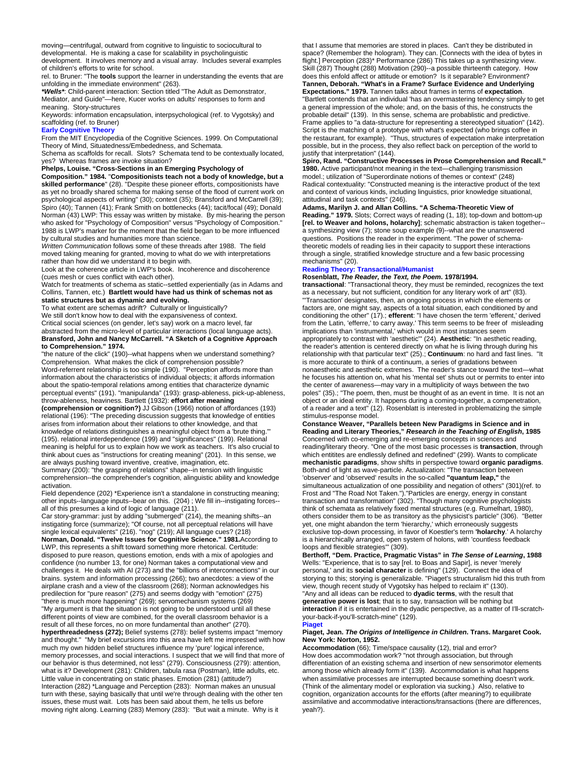moving—centrifugal, outward from cognitive to linguistic to sociocultural to developmental. He is making a case for scalability in psycholinguistic development. It involves memory and a visual array. Includes several examples of children's efforts to write for school.

rel. to Bruner: "The **tools** support the learner in understanding the events that are unfolding in the immediate environment" (263).

***Wells***: Child-parent interaction: Section titled "The Adult as Demonstrator, Mediator, and Guide"—here, Kucer works on adults' responses to form and meaning. Story-structures

Keywords: information encapsulation, interpsychological (ref. to Vygotsky) and scaffolding (ref. to Bruner)

### Early Cognitive Theory

From the MIT Encyclopedia of the Cognitive Sciences. 1999. On Computational Theory of Mind, Situatedness/Embededness, and Schemata.

Schema as scaffolds for recall. Slots? Schemata tend to be contextually located, yes? Whereas frames are invoke situation?

**Phelps, Louise. "Cross-Sections in an Emerging Psychology of Composition." 1984.** "**Compositionists teach not a body of knowledge, but a skilled performance**" (28). "Despite these pioneer efforts, compositionists have as yet no broadly shared schema for making sense of the flood of current work on psychological aspects of writing" (30); context (35); Bransford and McCarrell (39); Spiro (40); Tannen (41); Frank Smith on bottlenecks (44); tacit/focal (49); Donald Norman (43) LWP: This essay was written by mistake. By mis-hearing the person who asked for "Psychology of Composition" versus "Psychology of Composition." 1988 is LWP's marker for the moment that the field began to be more influenced by cultural studies and humanities more than science.

*Written Communication* follows some of these threads after 1988. The field moved taking meaning for granted, moving to what do we with interpretations rather than how did we understand it to begin with.

Look at the coherence article in LWP's book. Incoherence and discoherence (cues mesh or cues conflict with each other).

Watch for treatments of schema as static--settled experientially (as in Adams and Collins, Tannen, etc.) **Bartlett would have had us think of schemas not as static structures but as dynamic and evolving.**

To what extent are schemas adrift? Culturally or linguistically?

We still don't know how to deal with the expansiveness of context.

Critical social sciences (on gender, let's say) work on a macro level, far abstracted from the micro-level of particular interactions (local language acts).

**Bransford, John and Nancy McCarrell. "A Sketch of a Cognitive Approach to Comprehension." 1974.**

"the nature of the click" (190)--what happens when we understand something? Comprehension. What makes the click of comprehension possible?

Word-referrent relationship is too simple (190). "Perception affords more than information about the characteristics of individual objects; it affords information about the spatio-temporal relations among entities that characterize dynamic perceptual events" (191). "manipulanda" (193): grasp-ableness, pick-up-ableness, throw-ableness, heaviness. Bartlett (1932): **effort after meaning (comprehension or cognition?)** JJ Gibson (1966) notion of affordances (193) relational (196): "The preceding discussion suggests that knowledge of entities arises from information about their relations to other knowledge, and that knowledge of relations distinguishes a meaningful object from a 'brute thing.'" (195). relational interdependence (199) and "significances" (199). Relational meaning is helpful for us to explain how we work as teachers. It's also crucial to think about cues as "instructions for creating meaning" (201). In this sense, we are always pushing toward inventive, creative, imagination, etc.

Summary (200): "the grasping of relations" shape--in tension with linguistic comprehension--the comprehender's cognition, alinguistic ability and knowledge activation.

Field dependence (202) *Experience isn't a standalone in constructing meaning; other inputs--language inputs--bear on this. (204) ; We fill in--instigating forces--all of this presumes a kind of logic of language (211).

Car story-grammar: just by adding "submerged" (214), the meaning shifts--an instigating force (summarize); "Of course, not all perceptual relations will have single lexical equivalents" (216). "nog" (219); All language cues? (218)

**Norman, Donald. "Twelve Issues for Cognitive Science." 1981.** According to LWP, this represents a shift toward something more rhetorical. Certitude: disposed to pure reason, questions emotion, ends with a mix of apologies and confidence (no number 13, for one) Norman takes a computational view and challenges it. He deals with AI (273) and the "billions of interconnections" in our brains. system and information processing (266); two anecdotes: a view of the airplane crash and a view of the classroom (268); Norman acknowledges his predilection for "pure reason" (275) and seems dodgy with "emotion" (275) "there is much more happening" (269); servomechanism systems (269)

"My argument is that the situation is not going to be understood until all these different points of view are combined, for the overall classroom behavior is a result of all these forces, no one more fundamental than another" (270).

**hyperthreadedness (272);** Belief systems (278): belief systems impact "memory and thought." "My brief excursions into this area have left me impressed with how much my own hidden belief structures influence my 'pure' logical inference, memory processes, and social interactions. I suspect that we will find that more of our behavior is thus determined, not less" (279). Consciousness (279): attention, what is it? Development (281): Children, tabula rasa (Postman), little adults, etc. Little value in concentrating on static phases. Emotion (281) (attitude?) Interaction (282) *Language and Perception (283): Norman makes an unusual turn with these, saying basically that until we're through dealing with the other ten issues, these must wait. Lots has been said about them, he tells us before moving right along. Learning (283) Memory (283): "But wait a minute. Why is it that I assume that memories are stored in places. Can't they be distributed in space? (Remember the hologram). They can. [Connects with the idea of bytes in flight.] Perception (283)* Performance (286) This takes up a synthesizing view. Skill (287) Thought (288) Motivation (290)--a possible thirteenth category. How does this enfold affect or attitude or emotion? Is it separable? Environment?

**Tannen, Deborah. "What's in a Frame? Surface Evidence and Underlying Expectations." 1979.** Tannen talks about frames in terms of **expectation**. "Bartlett contends that an individual 'has an overmastering tendency simply to get a general impression of the whole; and, on the basis of this, he constructs the probable detail" (139). In this sense, schema are probablistic and predictive. Frame applies to "a data-structure for representing a stereotyped situation" (142). Script is the matching of a prototype with what's expected (who brings coffee in the restaurant, for example). "Thus, structures of expectation make interpretation possible, but in the process, they also reflect back on perception of the world to justify that interpretation" (144).

**Spiro, Rand. "Constructive Processes in Prose Comprehension and Recall." 1980.** Active participant/not meaning in the text—challenging transmission model.; utilization of "Superordinate notions of themes or context" (248) Radical contextuality: "Constructed meaning is the interactive product of the text and context of various kinds, including linguistics, prior knowledge situational, attitudinal and task contexts" (246).

**Adams, Marilyn J. and Allan Collins. "A Schema-Theoretic View of Reading." 1979.** Slots; Correct ways of reading (1, 18); top-down and bottom-up **[rel. to Weaver and holons, holarchy]**; schematic abstraction is taken together--a synthesizing view (7); stone soup example (9)--what are the unanswered questions. Positions the reader in the experiment. "The power of schema-theoretic models of reading lies in their capacity to support these interactions through a single, stratified knowledge structure and a few basic processing mechanisms" (20).

### Reading Theory: Transactional/Humanist

**Rosenblatt, *The Reader, the Text, the Poem*. 1978/1994.**

**transactional**: "Transactional theory, they must be reminded, recognizes the text as a necessary, but not sufficient, condition for any literary work of art" (83). "'Transaction' designates, then, an ongoing process in which the elements or factors are, one might say, aspects of a total situation, each conditioned by and conditioning the other" (17).; **efferent**: "I have chosen the term 'efferent,' derived from the Latin, 'efferre,' to carry away.' This term seems to be freer of misleading implications than 'instrumental,' which would in most instances seem appropriately to contrast with 'aesthetic'" (24). **Aesthetic**: "In aesthetic reading, the reader's attention is centered directly on what he is living through during his relationship with that particular text" (25).; **Continuum**: no hard and fast lines. "It is more accurate to think of a continuum, a series of gradations between nonaesthetic and aesthetic extremes. The reader's stance toward the text—what he focuses his attention on, what his 'mental set' shuts out or permits to enter into the center of awareness—may vary in a multiplicity of ways between the two poles" (35).; "The poem, then, must be thought of as an event in time. It is not an object or an ideal entity. It happens during a coming-together, a compenetration, of a reader and a text" (12). Rosenblatt is interested in problematizing the simple stimulus-response model.

**Constance Weaver, "Parallels beteen New Paradigms in Science and in Reading and Literary Theories," *Research in the Teaching of English*, 1985** Concerned with co-emerging and re-emerging concepts in sciences and reading/literary theory. "One of the most basic processes is **transaction**, through which entitites are endlessly defined and redefined" (299). Wants to complicate **mechanistic paradigms**, show shifts in perspective toward **organic paradigms**. Both-and of light as wave-particle. Actualization: "The transaction between 'observer' and 'observed' results in the so-called **"quantum leap,"** the simultaneous actualization of one possibility and negation of others" (301)(ref. to Frost and "The Road Not Taken.")."Particles are energy, energy in constant transaction and transformation" (302). "Though many cognitive psychologists think of schemata as relatively fixed mental structures (e.g. Rumelhart, 1980), others consider them to be as transitory as the physicist's particle" (306). "Better yet, one might abandon the term 'hierarchy,' which erroneously suggests exclusive top-down processing, in favor of Koestler's term **'holarchy**.' A holarchy is a hierarchically arranged, open system of holons, with 'countless feedback loops and flexible strategies'" (309).

**Berthoff, "Dem. Practice, Pragmatic Vistas" in *The Sense of Learning*, 1988** Wells: "Experience, that is to say [rel. to Boas and Sapir], is never 'merely personal,' and its **social character** is defining" (129). Connect the idea of storying to this; storying is generalizable. "Piaget's structuralism hid this truth from view, though recent study of Vygotsky has helped to reclaim it" (130). "Any and all ideas can be reduced to **dyadic terms**, with the result that **generative power is lost**; that is to say, transaction will be nothing but **interaction** if it is entertained in the dyadic perspective, as a matter of I'll-scratch-your-back-if-you'll-scratch-mine" (129).

### Piaget

**Piaget, Jean. *The Origins of Intelligence in Children*. Trans. Margaret Cook. New York: Norton, 1952.**

**Accommodation** (66); Time/space causality (12), trial and error? How does accommodation work? "not through association, but through differentiation of an existing schema and insertion of new sensorimotor elements among those which already form it" (139). Accommodation is what happens when assimilative processes are interrupted because something doesn't work. (Think of the alimentary model or exploration via sucking.) Also, relative to cognition, organization accounts for the efforts (after meaning?) to equilibrate assimilative and accommodative interactions/transactions (there are differences, yeah?).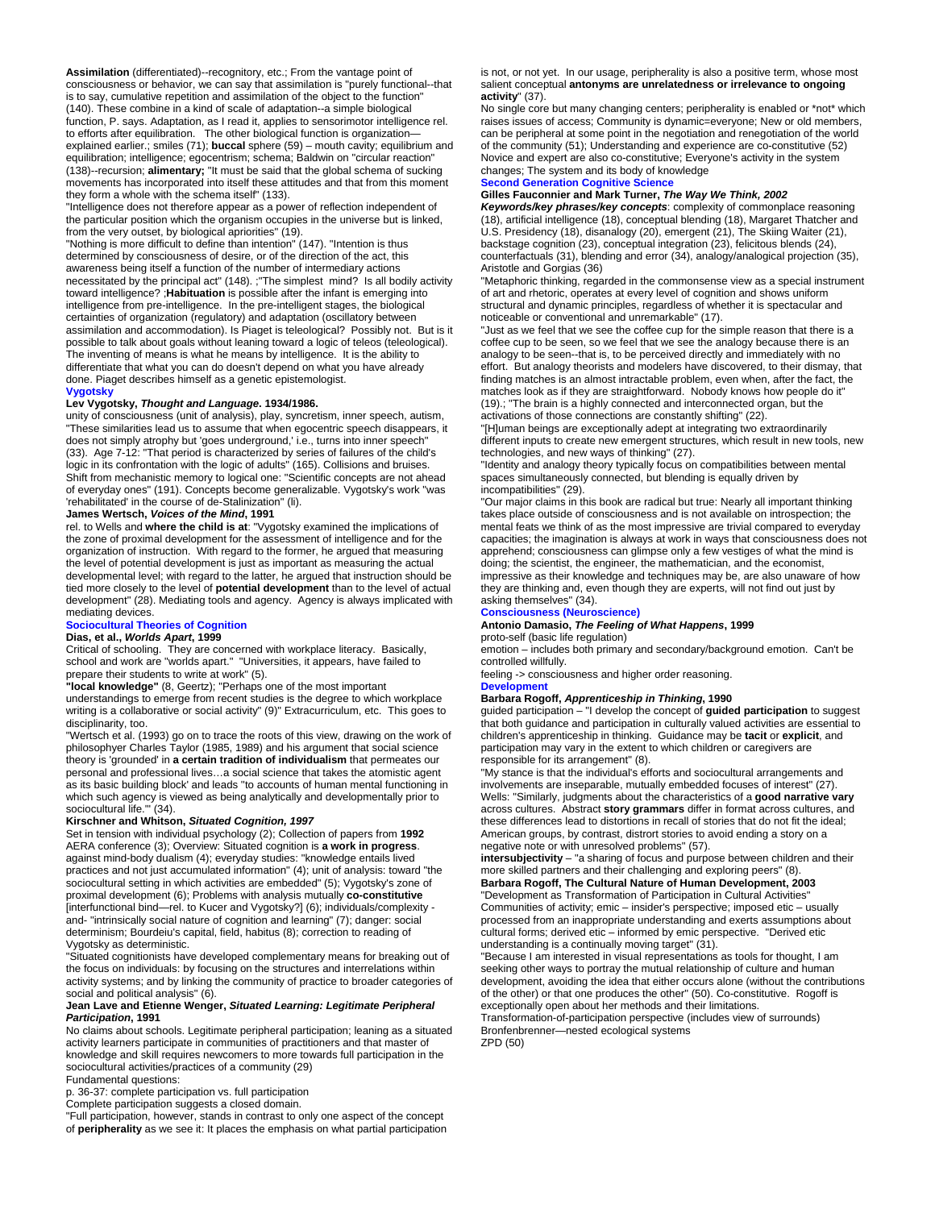**Assimilation** (differentiated)--recognitory, etc.; From the vantage point of consciousness or behavior, we can say that assimilation is "purely functional--that is to say, cumulative repetition and assimilation of the object to the function" (140). These combine in a kind of scale of adaptation--a simple biological function, P. says. Adaptation, as I read it, applies to sensorimotor intelligence rel. to efforts after equilibration. The other biological function is organization—explained earlier.; smiles (71); **buccal** sphere (59) – mouth cavity; equilibrium and equilibration; intelligence; egocentrism; schema; Baldwin on "circular reaction" (138)--recursion; **alimentary;** "It must be said that the global schema of sucking movements has incorporated into itself these attitudes and that from this moment they form a whole with the schema itself" (133).

"Intelligence does not therefore appear as a power of reflection independent of the particular position which the organism occupies in the universe but is linked, from the very outset, by biological apriorities" (19).

"Nothing is more difficult to define than intention" (147). "Intention is thus determined by consciousness of desire, or of the direction of the act, this awareness being itself a function of the number of intermediary actions necessitated by the principal act" (148). ;"The simplest mind? Is all bodily activity toward intelligence? ;**Habituation** is possible after the infant is emerging into intelligence from pre-intelligence. In the pre-intelligent stages, the biological certainties of organization (regulatory) and adaptation (oscillatory between assimilation and accommodation). Is Piaget is teleological? Possibly not. But is it possible to talk about goals without leaning toward a logic of teleos (teleological). The inventing of means is what he means by intelligence. It is the ability to differentiate that what you can do doesn't depend on what you have already done. Piaget describes himself as a genetic epistemologist.

## Vygotsky

### Lev Vygotsky, *Thought and Language*. 1934/1986.

unity of consciousness (unit of analysis), play, syncretism, inner speech, autism, "These similarities lead us to assume that when egocentric speech disappears, it does not simply atrophy but 'goes underground,' i.e., turns into inner speech" (33). Age 7-12: "That period is characterized by series of failures of the child's logic in its confrontation with the logic of adults" (165). Collisions and bruises. Shift from mechanistic memory to logical one: "Scientific concepts are not ahead of everyday ones" (191). Concepts become generalizable. Vygotsky's work "was 'rehabilitated' in the course of de-Stalinization" (li).

### James Wertsch, *Voices of the Mind*, 1991

rel. to Wells and **where the child is at**: "Vygotsky examined the implications of the zone of proximal development for the assessment of intelligence and for the organization of instruction. With regard to the former, he argued that measuring the level of potential development is just as important as measuring the actual developmental level; with regard to the latter, he argued that instruction should be tied more closely to the level of **potential development** than to the level of actual development" (28). Mediating tools and agency. Agency is always implicated with mediating devices.

## Sociocultural Theories of Cognition

### Dias, et al., *Worlds Apart*, 1999

Critical of schooling. They are concerned with workplace literacy. Basically, school and work are "worlds apart." "Universities, it appears, have failed to prepare their students to write at work" (5).

**"local knowledge"** (8, Geertz); "Perhaps one of the most important understandings to emerge from recent studies is the degree to which workplace writing is a collaborative or social activity" (9)" Extracurriculum, etc. This goes to disciplinarity, too.

"Wertsch et al. (1993) go on to trace the roots of this view, drawing on the work of philosopher Charles Taylor (1985, 1989) and his argument that social science theory is 'grounded' in **a certain tradition of individualism** that permeates our personal and professional lives…a social science that takes the atomistic agent as its basic building block' and leads "to accounts of human mental functioning in which such agency is viewed as being analytically and developmentally prior to sociocultural life.'" (34).

### Kirschner and Whitson, *Situated Cognition, 1997*

Set in tension with individual psychology (2); Collection of papers from **1992** AERA conference (3); Overview: Situated cognition is **a work in progress**. against mind-body dualism (4); everyday studies: "knowledge entails lived practices and not just accumulated information" (4); unit of analysis: toward "the sociocultural setting in which activities are embedded" (5); Vygotsky's zone of proximal development (6); Problems with analysis mutually **co-constitutive** [interfunctional bind—rel. to Kucer and Vygotsky?] (6); individuals/complexity - and- "intrinsically social nature of cognition and learning" (7); danger: social determinism; Bourdeiu's capital, field, habitus (8); correction to reading of Vygotsky as deterministic.

"Situated cognitionists have developed complementary means for breaking out of the focus on individuals: by focusing on the structures and interrelations within activity systems; and by linking the community of practice to broader categories of social and political analysis" (6).

### Jean Lave and Etienne Wenger, *Situated Learning: Legitimate Peripheral Participation*, 1991

No claims about schools. Legitimate peripheral participation; leaning as a situated activity learners participate in communities of practitioners and that master of knowledge and skill requires newcomers to more towards full participation in the sociocultural activities/practices of a community (29)

Fundamental questions:

p. 36-37: complete participation vs. full participation

Complete participation suggests a closed domain.

"Full participation, however, stands in contrast to only one aspect of the concept of **peripherality** as we see it: It places the emphasis on what partial participation is not, or not yet. In our usage, peripherality is also a positive term, whose most salient conceptual **antonyms are unrelatedness or irrelevance to ongoing activity**" (37).

No single core but many changing centers; peripherality is enabled or *not* which raises issues of access; Community is dynamic=everyone; New or old members, can be peripheral at some point in the negotiation and renegotiation of the world of the community (51); Understanding and experience are co-constitutive (52) Novice and expert are also co-constitutive; Everyone's activity in the system changes; The system and its body of knowledge

## Second Generation Cognitive Science

### Gilles Fauconnier and Mark Turner, *The Way We Think, 2002*

***Keywords/key phrases/key concepts***: complexity of commonplace reasoning (18), artificial intelligence (18), conceptual blending (18), Margaret Thatcher and U.S. Presidency (18), disanalogy (20), emergent (21), The Skiing Waiter (21), backstage cognition (23), conceptual integration (23), felicitous blends (24), counterfactuals (31), blending and error (34), analogy/analogical projection (35), Aristotle and Gorgias (36)

"Metaphoric thinking, regarded in the commonsense view as a special instrument of art and rhetoric, operates at every level of cognition and shows uniform structural and dynamic principles, regardless of whether it is spectacular and noticeable or conventional and unremarkable" (17).

"Just as we feel that we see the coffee cup for the simple reason that there is a coffee cup to be seen, so we feel that we see the analogy because there is an analogy to be seen--that is, to be perceived directly and immediately with no effort. But analogy theorists and modelers have discovered, to their dismay, that finding matches is an almost intractable problem, even when, after the fact, the matches look as if they are straightforward. Nobody knows how people do it" (19).; "The brain is a highly connected and interconnected organ, but the activations of those connections are constantly shifting" (22).

"[H]uman beings are exceptionally adept at integrating two extraordinarily different inputs to create new emergent structures, which result in new tools, new technologies, and new ways of thinking" (27).

"Identity and analogy theory typically focus on compatibilities between mental spaces simultaneously connected, but blending is equally driven by incompatibilities" (29).

"Our major claims in this book are radical but true: Nearly all important thinking takes place outside of consciousness and is not available on introspection; the mental feats we think of as the most impressive are trivial compared to everyday capacities; the imagination is always at work in ways that consciousness does not apprehend; consciousness can glimpse only a few vestiges of what the mind is doing; the scientist, the engineer, the mathematician, and the economist, impressive as their knowledge and techniques may be, are also unaware of how they are thinking and, even though they are experts, will not find out just by asking themselves" (34).

## Consciousness (Neuroscience)

### Antonio Damasio, *The Feeling of What Happens*, 1999

proto-self (basic life regulation)

emotion – includes both primary and secondary/background emotion. Can't be controlled willfully.

feeling -> consciousness and higher order reasoning.

## Development

### Barbara Rogoff, *Apprenticeship in Thinking*, 1990

guided participation – "I develop the concept of **guided participation** to suggest that both guidance and participation in culturally valued activities are essential to children's apprenticeship in thinking. Guidance may be **tacit** or **explicit**, and participation may vary in the extent to which children or caregivers are responsible for its arrangement" (8).

"My stance is that the individual's efforts and sociocultural arrangements and involvements are inseparable, mutually embedded focuses of interest" (27). Wells: "Similarly, judgments about the characteristics of a **good narrative vary** across cultures. Abstract **story grammars** differ in format across cultures, and these differences lead to distortions in recall of stories that do not fit the ideal; American groups, by contrast, distrort stories to avoid ending a story on a negative note or with unresolved problems" (57).

**intersubjectivity** – "a sharing of focus and purpose between children and their more skilled partners and their challenging and exploring peers" (8).

### Barbara Rogoff, The Cultural Nature of Human Development, 2003

"Development as Transformation of Participation in Cultural Activities" Communities of activity; emic – insider's perspective; imposed etic – usually processed from an inappropriate understanding and exerts assumptions about cultural forms; derived etic – informed by emic perspective. "Derived etic understanding is a continually moving target" (31).

"Because I am interested in visual representations as tools for thought, I am seeking other ways to portray the mutual relationship of culture and human development, avoiding the idea that either occurs alone (without the contributions of the other) or that one produces the other" (50). Co-constitutive. Rogoff is exceptionally open about her methods and their limitations.

Transformation-of-participation perspective (includes view of surrounds)

Bronfenbrenner—nested ecological systems

ZPD (50)